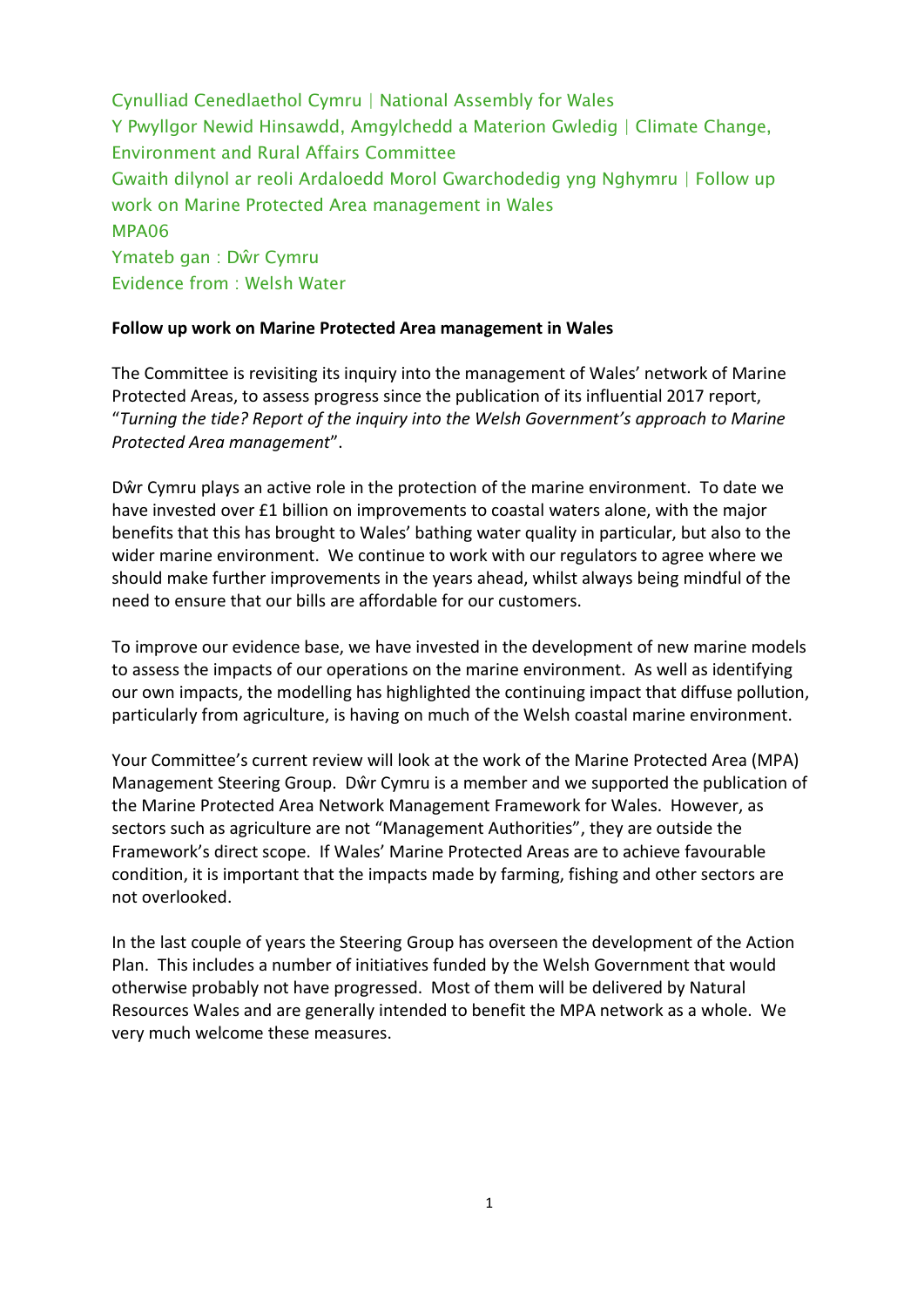Cynulliad Cenedlaethol Cymru | National Assembly for Wales
Y Pwyllgor Newid Hinsawdd, Amgylchedd a Materion Gwledig | Climate Change, Environment and Rural Affairs Committee
Gwaith dilynol ar reoli Ardaloedd Morol Gwarchodedig yng Nghymru | Follow up work on Marine Protected Area management in Wales
MPA06
Ymateb gan : Dŵr Cymru
Evidence from : Welsh Water

**Follow up work on Marine Protected Area management in Wales**

The Committee is revisiting its inquiry into the management of Wales' network of Marine Protected Areas, to assess progress since the publication of its influential 2017 report, "*Turning the tide? Report of the inquiry into the Welsh Government's approach to Marine Protected Area management*".

Dŵr Cymru plays an active role in the protection of the marine environment. To date we have invested over £1 billion on improvements to coastal waters alone, with the major benefits that this has brought to Wales' bathing water quality in particular, but also to the wider marine environment. We continue to work with our regulators to agree where we should make further improvements in the years ahead, whilst always being mindful of the need to ensure that our bills are affordable for our customers.

To improve our evidence base, we have invested in the development of new marine models to assess the impacts of our operations on the marine environment. As well as identifying our own impacts, the modelling has highlighted the continuing impact that diffuse pollution, particularly from agriculture, is having on much of the Welsh coastal marine environment.

Your Committee's current review will look at the work of the Marine Protected Area (MPA) Management Steering Group. Dŵr Cymru is a member and we supported the publication of the Marine Protected Area Network Management Framework for Wales. However, as sectors such as agriculture are not "Management Authorities", they are outside the Framework's direct scope. If Wales' Marine Protected Areas are to achieve favourable condition, it is important that the impacts made by farming, fishing and other sectors are not overlooked.

In the last couple of years the Steering Group has overseen the development of the Action Plan. This includes a number of initiatives funded by the Welsh Government that would otherwise probably not have progressed. Most of them will be delivered by Natural Resources Wales and are generally intended to benefit the MPA network as a whole. We very much welcome these measures.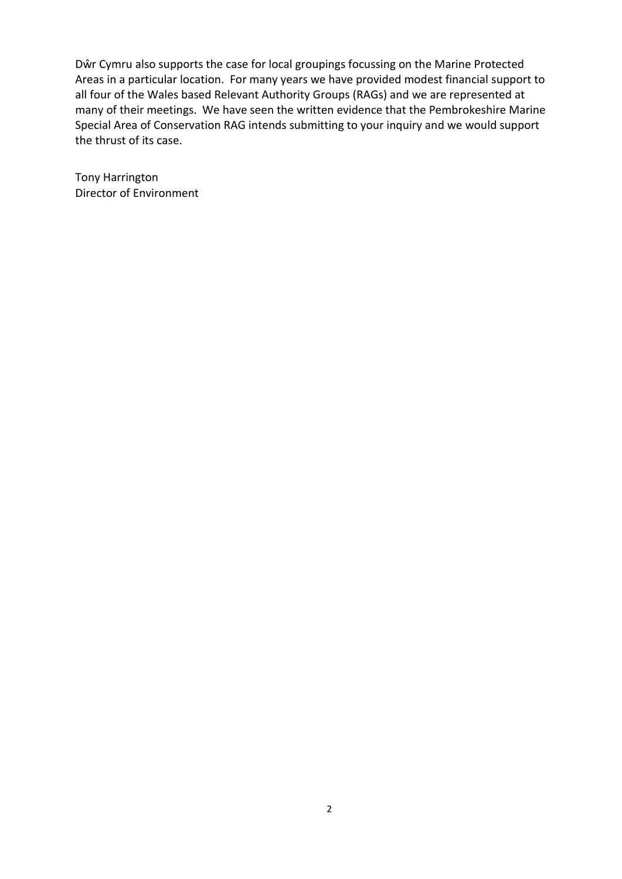Dŵr Cymru also supports the case for local groupings focussing on the Marine Protected Areas in a particular location. For many years we have provided modest financial support to all four of the Wales based Relevant Authority Groups (RAGs) and we are represented at many of their meetings. We have seen the written evidence that the Pembrokeshire Marine Special Area of Conservation RAG intends submitting to your inquiry and we would support the thrust of its case.

Tony Harrington
Director of Environment